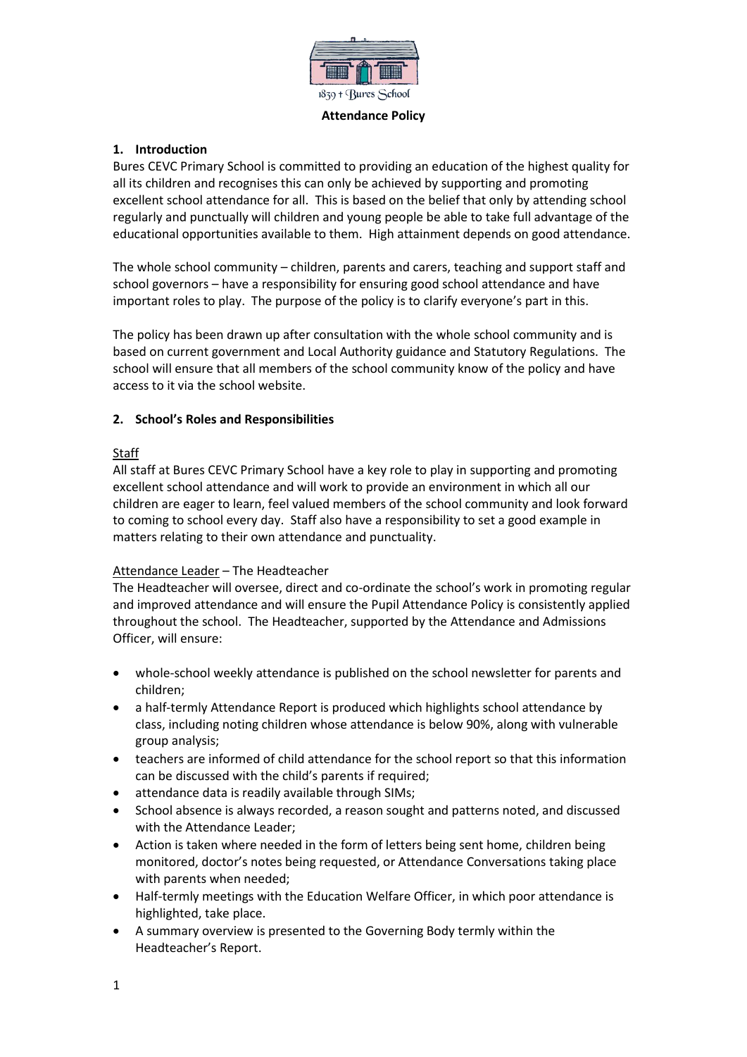1839 † Bures School

# Attendance Policy

## 1. Introduction

Bures CEVC Primary School is committed to providing an education of the highest quality for all its children and recognises this can only be achieved by supporting and promoting excellent school attendance for all. This is based on the belief that only by attending school regularly and punctually will children and young people be able to take full advantage of the educational opportunities available to them. High attainment depends on good attendance.

The whole school community – children, parents and carers, teaching and support staff and school governors – have a responsibility for ensuring good school attendance and have important roles to play. The purpose of the policy is to clarify everyone's part in this.

The policy has been drawn up after consultation with the whole school community and is based on current government and Local Authority guidance and Statutory Regulations. The school will ensure that all members of the school community know of the policy and have access to it via the school website.

## 2. School's Roles and Responsibilities

Staff

All staff at Bures CEVC Primary School have a key role to play in supporting and promoting excellent school attendance and will work to provide an environment in which all our children are eager to learn, feel valued members of the school community and look forward to coming to school every day. Staff also have a responsibility to set a good example in matters relating to their own attendance and punctuality.

Attendance Leader – The Headteacher

The Headteacher will oversee, direct and co-ordinate the school's work in promoting regular and improved attendance and will ensure the Pupil Attendance Policy is consistently applied throughout the school. The Headteacher, supported by the Attendance and Admissions Officer, will ensure:

- whole-school weekly attendance is published on the school newsletter for parents and children;
- a half-termly Attendance Report is produced which highlights school attendance by class, including noting children whose attendance is below 90%, along with vulnerable group analysis;
- teachers are informed of child attendance for the school report so that this information can be discussed with the child's parents if required;
- attendance data is readily available through SIMs;
- School absence is always recorded, a reason sought and patterns noted, and discussed with the Attendance Leader;
- Action is taken where needed in the form of letters being sent home, children being monitored, doctor's notes being requested, or Attendance Conversations taking place with parents when needed;
- Half-termly meetings with the Education Welfare Officer, in which poor attendance is highlighted, take place.
- A summary overview is presented to the Governing Body termly within the Headteacher's Report.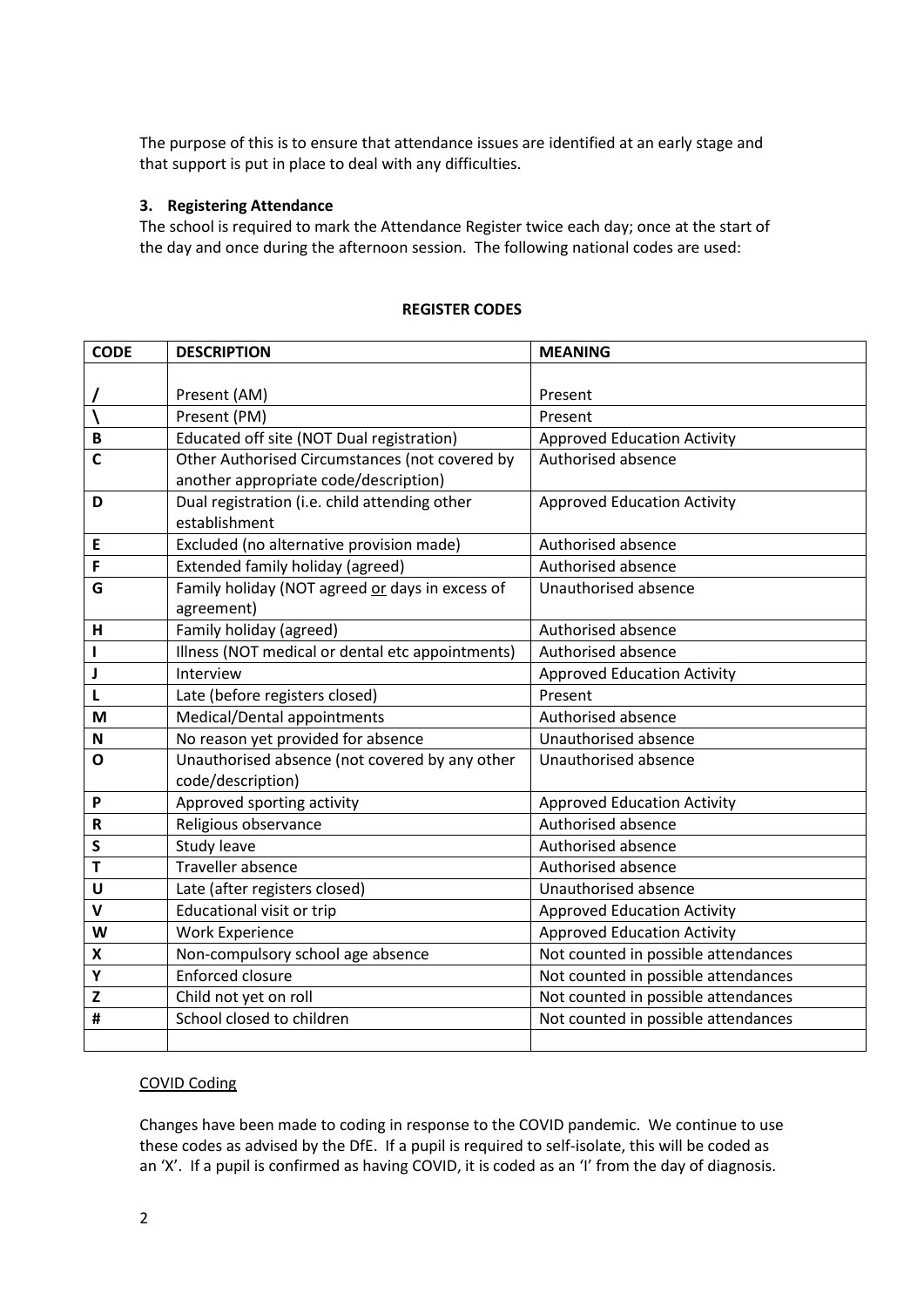The purpose of this is to ensure that attendance issues are identified at an early stage and that support is put in place to deal with any difficulties.

### 3. Registering Attendance

The school is required to mark the Attendance Register twice each day; once at the start of the day and once during the afternoon session. The following national codes are used:

**REGISTER CODES**

| CODE | DESCRIPTION | MEANING |
|---|---|---|
| / | Present (AM) | Present |
| \ | Present (PM) | Present |
| B | Educated off site (NOT Dual registration) | Approved Education Activity |
| C | Other Authorised Circumstances (not covered by another appropriate code/description) | Authorised absence |
| D | Dual registration (i.e. child attending other establishment | Approved Education Activity |
| E | Excluded (no alternative provision made) | Authorised absence |
| F | Extended family holiday (agreed) | Authorised absence |
| G | Family holiday (NOT agreed <u>or</u> days in excess of agreement) | Unauthorised absence |
| H | Family holiday (agreed) | Authorised absence |
| I | Illness (NOT medical or dental etc appointments) | Authorised absence |
| J | Interview | Approved Education Activity |
| L | Late (before registers closed) | Present |
| M | Medical/Dental appointments | Authorised absence |
| N | No reason yet provided for absence | Unauthorised absence |
| O | Unauthorised absence (not covered by any other code/description) | Unauthorised absence |
| P | Approved sporting activity | Approved Education Activity |
| R | Religious observance | Authorised absence |
| S | Study leave | Authorised absence |
| T | Traveller absence | Authorised absence |
| U | Late (after registers closed) | Unauthorised absence |
| V | Educational visit or trip | Approved Education Activity |
| W | Work Experience | Approved Education Activity |
| X | Non-compulsory school age absence | Not counted in possible attendances |
| Y | Enforced closure | Not counted in possible attendances |
| Z | Child not yet on roll | Not counted in possible attendances |
| # | School closed to children | Not counted in possible attendances |
| | | |

<u>COVID Coding</u>

Changes have been made to coding in response to the COVID pandemic. We continue to use these codes as advised by the DfE. If a pupil is required to self-isolate, this will be coded as an 'X'. If a pupil is confirmed as having COVID, it is coded as an 'I' from the day of diagnosis.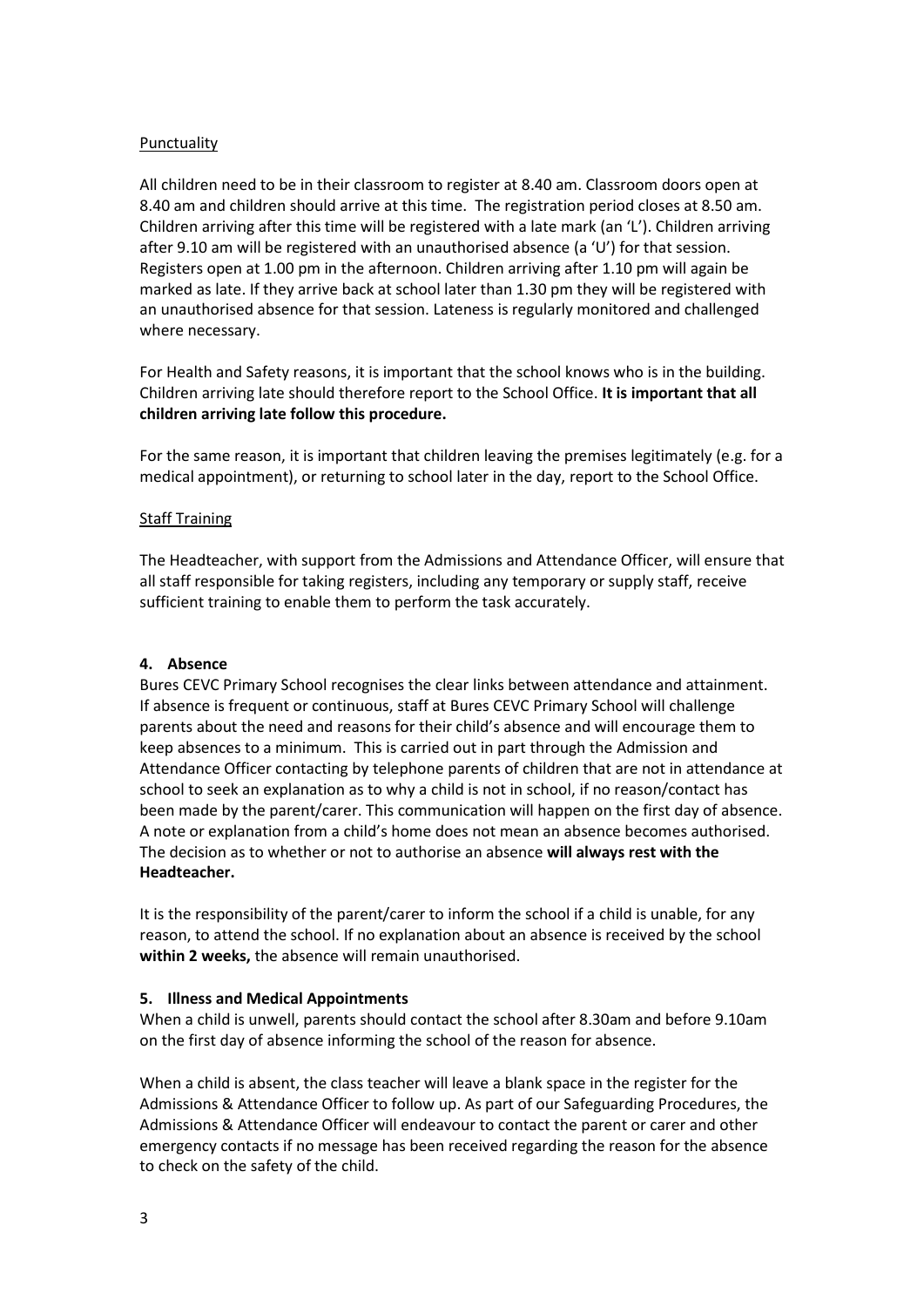Punctuality

All children need to be in their classroom to register at 8.40 am. Classroom doors open at 8.40 am and children should arrive at this time. The registration period closes at 8.50 am. Children arriving after this time will be registered with a late mark (an 'L'). Children arriving after 9.10 am will be registered with an unauthorised absence (a 'U') for that session. Registers open at 1.00 pm in the afternoon. Children arriving after 1.10 pm will again be marked as late. If they arrive back at school later than 1.30 pm they will be registered with an unauthorised absence for that session. Lateness is regularly monitored and challenged where necessary.

For Health and Safety reasons, it is important that the school knows who is in the building. Children arriving late should therefore report to the School Office. **It is important that all children arriving late follow this procedure.**

For the same reason, it is important that children leaving the premises legitimately (e.g. for a medical appointment), or returning to school later in the day, report to the School Office.

Staff Training

The Headteacher, with support from the Admissions and Attendance Officer, will ensure that all staff responsible for taking registers, including any temporary or supply staff, receive sufficient training to enable them to perform the task accurately.

## 4. Absence

Bures CEVC Primary School recognises the clear links between attendance and attainment. If absence is frequent or continuous, staff at Bures CEVC Primary School will challenge parents about the need and reasons for their child's absence and will encourage them to keep absences to a minimum. This is carried out in part through the Admission and Attendance Officer contacting by telephone parents of children that are not in attendance at school to seek an explanation as to why a child is not in school, if no reason/contact has been made by the parent/carer. This communication will happen on the first day of absence. A note or explanation from a child's home does not mean an absence becomes authorised. The decision as to whether or not to authorise an absence **will always rest with the Headteacher.**

It is the responsibility of the parent/carer to inform the school if a child is unable, for any reason, to attend the school. If no explanation about an absence is received by the school **within 2 weeks,** the absence will remain unauthorised.

## 5. Illness and Medical Appointments

When a child is unwell, parents should contact the school after 8.30am and before 9.10am on the first day of absence informing the school of the reason for absence.

When a child is absent, the class teacher will leave a blank space in the register for the Admissions & Attendance Officer to follow up. As part of our Safeguarding Procedures, the Admissions & Attendance Officer will endeavour to contact the parent or carer and other emergency contacts if no message has been received regarding the reason for the absence to check on the safety of the child.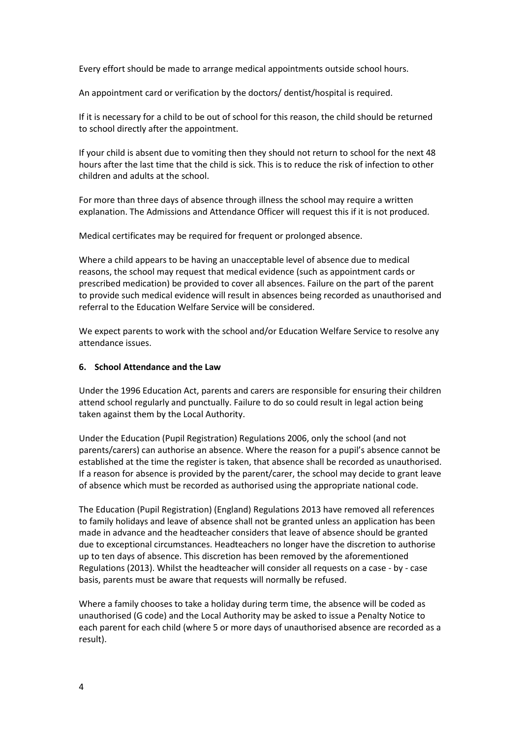Every effort should be made to arrange medical appointments outside school hours.

An appointment card or verification by the doctors/ dentist/hospital is required.

If it is necessary for a child to be out of school for this reason, the child should be returned to school directly after the appointment.

If your child is absent due to vomiting then they should not return to school for the next 48 hours after the last time that the child is sick. This is to reduce the risk of infection to other children and adults at the school.

For more than three days of absence through illness the school may require a written explanation. The Admissions and Attendance Officer will request this if it is not produced.

Medical certificates may be required for frequent or prolonged absence.

Where a child appears to be having an unacceptable level of absence due to medical reasons, the school may request that medical evidence (such as appointment cards or prescribed medication) be provided to cover all absences. Failure on the part of the parent to provide such medical evidence will result in absences being recorded as unauthorised and referral to the Education Welfare Service will be considered.

We expect parents to work with the school and/or Education Welfare Service to resolve any attendance issues.

## 6. School Attendance and the Law

Under the 1996 Education Act, parents and carers are responsible for ensuring their children attend school regularly and punctually. Failure to do so could result in legal action being taken against them by the Local Authority.

Under the Education (Pupil Registration) Regulations 2006, only the school (and not parents/carers) can authorise an absence. Where the reason for a pupil's absence cannot be established at the time the register is taken, that absence shall be recorded as unauthorised. If a reason for absence is provided by the parent/carer, the school may decide to grant leave of absence which must be recorded as authorised using the appropriate national code.

The Education (Pupil Registration) (England) Regulations 2013 have removed all references to family holidays and leave of absence shall not be granted unless an application has been made in advance and the headteacher considers that leave of absence should be granted due to exceptional circumstances. Headteachers no longer have the discretion to authorise up to ten days of absence. This discretion has been removed by the aforementioned Regulations (2013). Whilst the headteacher will consider all requests on a case - by - case basis, parents must be aware that requests will normally be refused.

Where a family chooses to take a holiday during term time, the absence will be coded as unauthorised (G code) and the Local Authority may be asked to issue a Penalty Notice to each parent for each child (where 5 or more days of unauthorised absence are recorded as a result).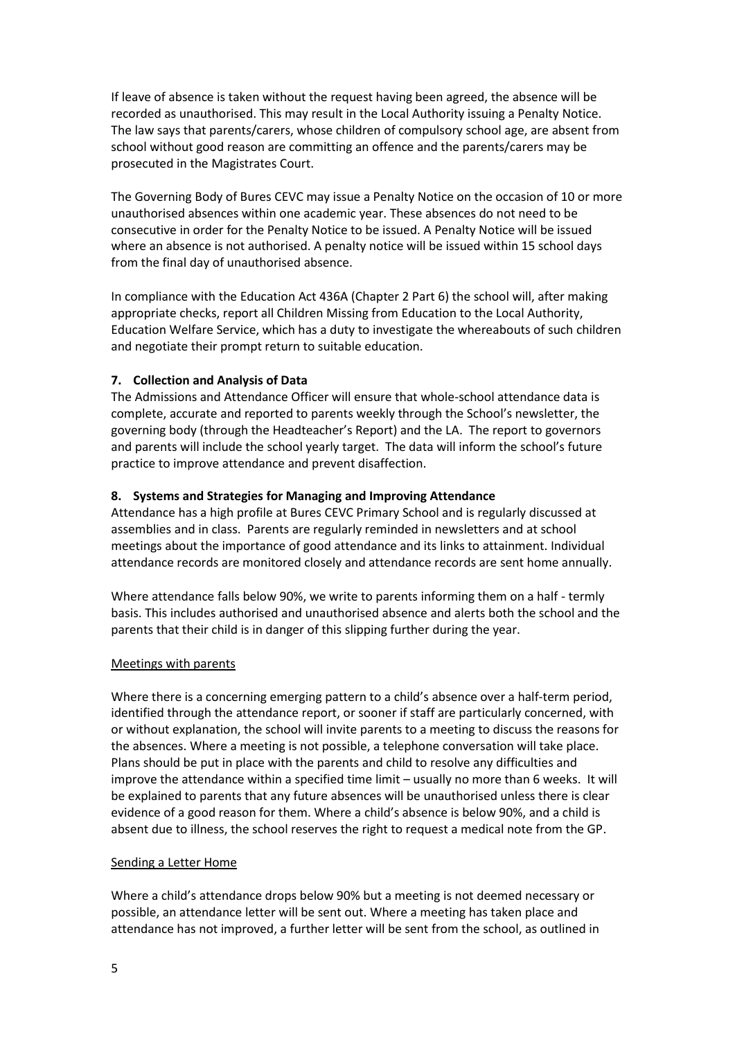If leave of absence is taken without the request having been agreed, the absence will be recorded as unauthorised. This may result in the Local Authority issuing a Penalty Notice. The law says that parents/carers, whose children of compulsory school age, are absent from school without good reason are committing an offence and the parents/carers may be prosecuted in the Magistrates Court.

The Governing Body of Bures CEVC may issue a Penalty Notice on the occasion of 10 or more unauthorised absences within one academic year. These absences do not need to be consecutive in order for the Penalty Notice to be issued. A Penalty Notice will be issued where an absence is not authorised. A penalty notice will be issued within 15 school days from the final day of unauthorised absence.

In compliance with the Education Act 436A (Chapter 2 Part 6) the school will, after making appropriate checks, report all Children Missing from Education to the Local Authority, Education Welfare Service, which has a duty to investigate the whereabouts of such children and negotiate their prompt return to suitable education.

### 7. Collection and Analysis of Data

The Admissions and Attendance Officer will ensure that whole-school attendance data is complete, accurate and reported to parents weekly through the School's newsletter, the governing body (through the Headteacher's Report) and the LA. The report to governors and parents will include the school yearly target. The data will inform the school's future practice to improve attendance and prevent disaffection.

### 8. Systems and Strategies for Managing and Improving Attendance

Attendance has a high profile at Bures CEVC Primary School and is regularly discussed at assemblies and in class. Parents are regularly reminded in newsletters and at school meetings about the importance of good attendance and its links to attainment. Individual attendance records are monitored closely and attendance records are sent home annually.

Where attendance falls below 90%, we write to parents informing them on a half - termly basis. This includes authorised and unauthorised absence and alerts both the school and the parents that their child is in danger of this slipping further during the year.

<u>Meetings with parents</u>

Where there is a concerning emerging pattern to a child's absence over a half-term period, identified through the attendance report, or sooner if staff are particularly concerned, with or without explanation, the school will invite parents to a meeting to discuss the reasons for the absences. Where a meeting is not possible, a telephone conversation will take place. Plans should be put in place with the parents and child to resolve any difficulties and improve the attendance within a specified time limit – usually no more than 6 weeks. It will be explained to parents that any future absences will be unauthorised unless there is clear evidence of a good reason for them. Where a child's absence is below 90%, and a child is absent due to illness, the school reserves the right to request a medical note from the GP.

<u>Sending a Letter Home</u>

Where a child's attendance drops below 90% but a meeting is not deemed necessary or possible, an attendance letter will be sent out. Where a meeting has taken place and attendance has not improved, a further letter will be sent from the school, as outlined in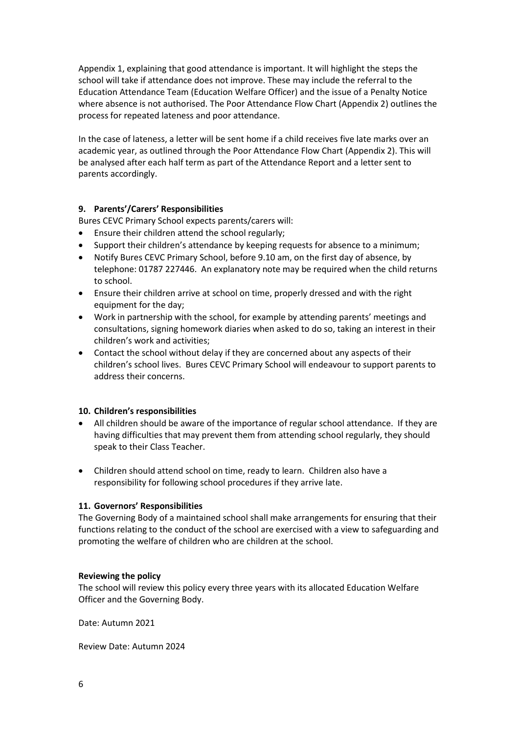Appendix 1, explaining that good attendance is important. It will highlight the steps the school will take if attendance does not improve. These may include the referral to the Education Attendance Team (Education Welfare Officer) and the issue of a Penalty Notice where absence is not authorised. The Poor Attendance Flow Chart (Appendix 2) outlines the process for repeated lateness and poor attendance.

In the case of lateness, a letter will be sent home if a child receives five late marks over an academic year, as outlined through the Poor Attendance Flow Chart (Appendix 2). This will be analysed after each half term as part of the Attendance Report and a letter sent to parents accordingly.

**9. Parents'/Carers' Responsibilities**

Bures CEVC Primary School expects parents/carers will:

- Ensure their children attend the school regularly;
- Support their children's attendance by keeping requests for absence to a minimum;
- Notify Bures CEVC Primary School, before 9.10 am, on the first day of absence, by telephone: 01787 227446. An explanatory note may be required when the child returns to school.
- Ensure their children arrive at school on time, properly dressed and with the right equipment for the day;
- Work in partnership with the school, for example by attending parents' meetings and consultations, signing homework diaries when asked to do so, taking an interest in their children's work and activities;
- Contact the school without delay if they are concerned about any aspects of their children's school lives. Bures CEVC Primary School will endeavour to support parents to address their concerns.

**10. Children's responsibilities**

- All children should be aware of the importance of regular school attendance. If they are having difficulties that may prevent them from attending school regularly, they should speak to their Class Teacher.
- Children should attend school on time, ready to learn. Children also have a responsibility for following school procedures if they arrive late.

**11. Governors' Responsibilities**

The Governing Body of a maintained school shall make arrangements for ensuring that their functions relating to the conduct of the school are exercised with a view to safeguarding and promoting the welfare of children who are children at the school.

**Reviewing the policy**

The school will review this policy every three years with its allocated Education Welfare Officer and the Governing Body.

Date: Autumn 2021

Review Date: Autumn 2024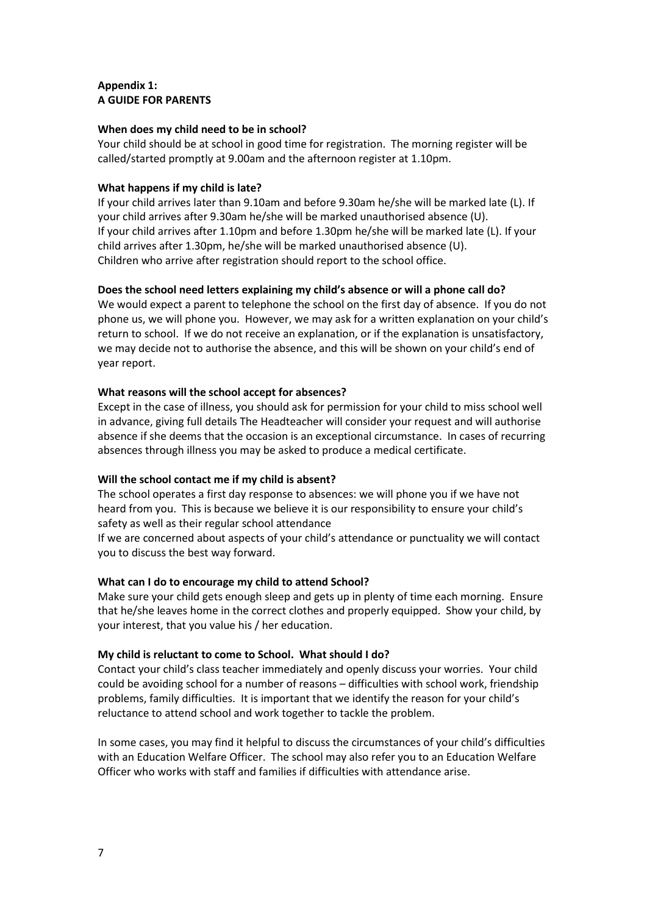**Appendix 1:**
**A GUIDE FOR PARENTS**

**When does my child need to be in school?**

Your child should be at school in good time for registration. The morning register will be called/started promptly at 9.00am and the afternoon register at 1.10pm.

**What happens if my child is late?**

If your child arrives later than 9.10am and before 9.30am he/she will be marked late (L). If your child arrives after 9.30am he/she will be marked unauthorised absence (U).
If your child arrives after 1.10pm and before 1.30pm he/she will be marked late (L). If your child arrives after 1.30pm, he/she will be marked unauthorised absence (U).
Children who arrive after registration should report to the school office.

**Does the school need letters explaining my child's absence or will a phone call do?**

We would expect a parent to telephone the school on the first day of absence. If you do not phone us, we will phone you. However, we may ask for a written explanation on your child's return to school. If we do not receive an explanation, or if the explanation is unsatisfactory, we may decide not to authorise the absence, and this will be shown on your child's end of year report.

**What reasons will the school accept for absences?**

Except in the case of illness, you should ask for permission for your child to miss school well in advance, giving full details The Headteacher will consider your request and will authorise absence if she deems that the occasion is an exceptional circumstance. In cases of recurring absences through illness you may be asked to produce a medical certificate.

**Will the school contact me if my child is absent?**

The school operates a first day response to absences: we will phone you if we have not heard from you. This is because we believe it is our responsibility to ensure your child's safety as well as their regular school attendance
If we are concerned about aspects of your child's attendance or punctuality we will contact you to discuss the best way forward.

**What can I do to encourage my child to attend School?**

Make sure your child gets enough sleep and gets up in plenty of time each morning. Ensure that he/she leaves home in the correct clothes and properly equipped. Show your child, by your interest, that you value his / her education.

**My child is reluctant to come to School. What should I do?**

Contact your child's class teacher immediately and openly discuss your worries. Your child could be avoiding school for a number of reasons – difficulties with school work, friendship problems, family difficulties. It is important that we identify the reason for your child's reluctance to attend school and work together to tackle the problem.

In some cases, you may find it helpful to discuss the circumstances of your child's difficulties with an Education Welfare Officer. The school may also refer you to an Education Welfare Officer who works with staff and families if difficulties with attendance arise.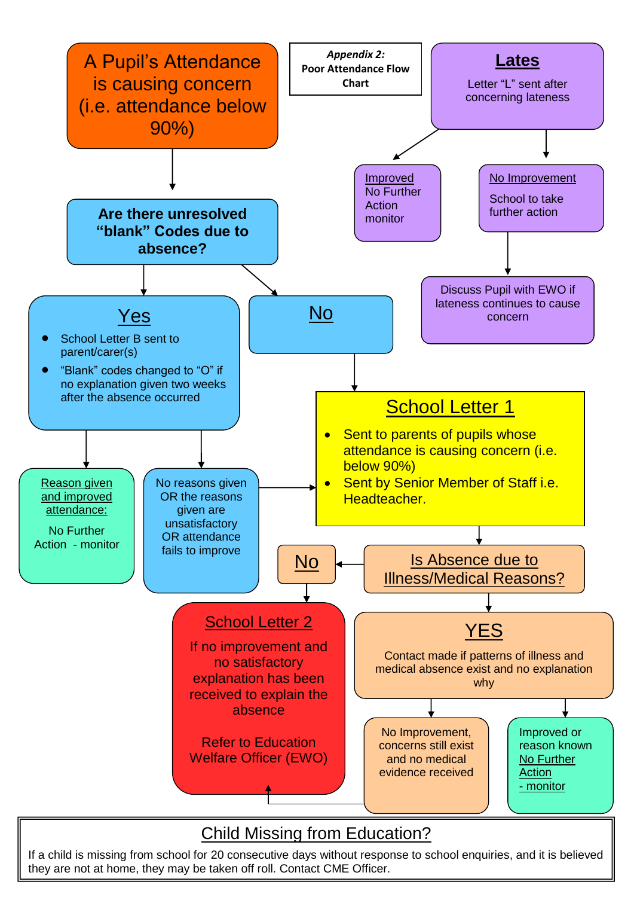*Appendix 2:*
**Poor Attendance Flow Chart**

## A Pupil's Attendance is causing concern (i.e. attendance below 90%)

### Are there unresolved "blank" Codes due to absence?

#### Yes

- School Letter B sent to parent/carer(s)
- "Blank" codes changed to "O" if no explanation given two weeks after the absence occurred

**Reason given and improved attendance:**

No Further Action - monitor

**No reasons given OR the reasons given are unsatisfactory OR attendance fails to improve** → School Letter 1

#### No

→ School Letter 1

## School Letter 1

- Sent to parents of pupils whose attendance is causing concern (i.e. below 90%)
- Sent by Senior Member of Staff i.e. Headteacher.

### Is Absence due to Illness/Medical Reasons?

#### No

→ School Letter 2

#### YES

Contact made if patterns of illness and medical absence exist and no explanation why

**No Improvement, concerns still exist and no medical evidence received** → School Letter 2

**Improved or reason known**

No Further Action - monitor

## School Letter 2

If no improvement and no satisfactory explanation has been received to explain the absence

Refer to Education Welfare Officer (EWO)

## Lates

Letter "L" sent after concerning lateness

**Improved**

No Further Action monitor

**No Improvement**

School to take further action

Discuss Pupil with EWO if lateness continues to cause concern

## Child Missing from Education?

If a child is missing from school for 20 consecutive days without response to school enquiries, and it is believed they are not at home, they may be taken off roll. Contact CME Officer.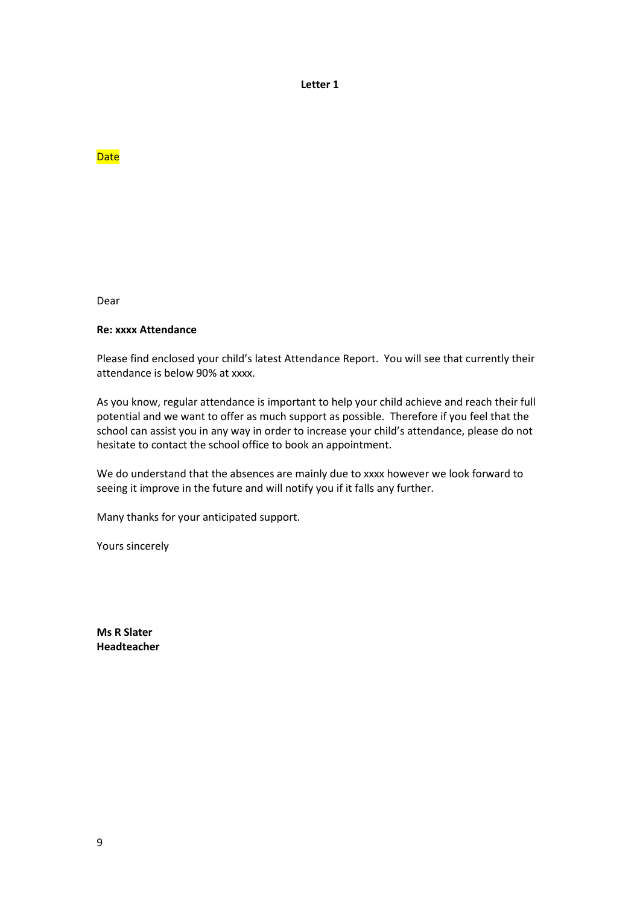**Letter 1**

Date

Dear

**Re: xxxx Attendance**

Please find enclosed your child's latest Attendance Report. You will see that currently their attendance is below 90% at xxxx.

As you know, regular attendance is important to help your child achieve and reach their full potential and we want to offer as much support as possible. Therefore if you feel that the school can assist you in any way in order to increase your child's attendance, please do not hesitate to contact the school office to book an appointment.

We do understand that the absences are mainly due to xxxx however we look forward to seeing it improve in the future and will notify you if it falls any further.

Many thanks for your anticipated support.

Yours sincerely

**Ms R Slater**
**Headteacher**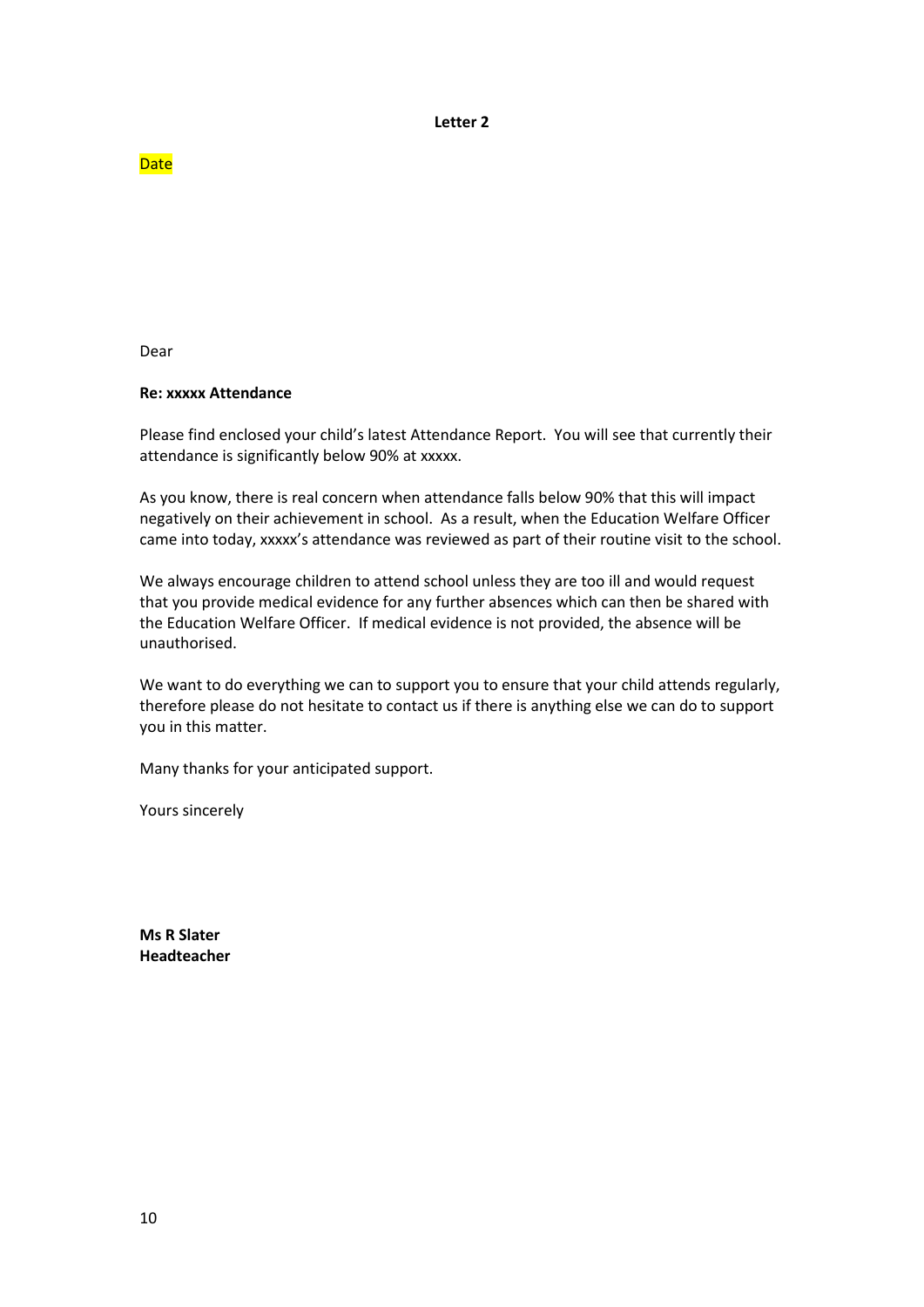**Letter 2**

Date

Dear

**Re: xxxxx Attendance**

Please find enclosed your child's latest Attendance Report. You will see that currently their attendance is significantly below 90% at xxxxx.

As you know, there is real concern when attendance falls below 90% that this will impact negatively on their achievement in school. As a result, when the Education Welfare Officer came into today, xxxxx's attendance was reviewed as part of their routine visit to the school.

We always encourage children to attend school unless they are too ill and would request that you provide medical evidence for any further absences which can then be shared with the Education Welfare Officer. If medical evidence is not provided, the absence will be unauthorised.

We want to do everything we can to support you to ensure that your child attends regularly, therefore please do not hesitate to contact us if there is anything else we can do to support you in this matter.

Many thanks for your anticipated support.

Yours sincerely

**Ms R Slater**
**Headteacher**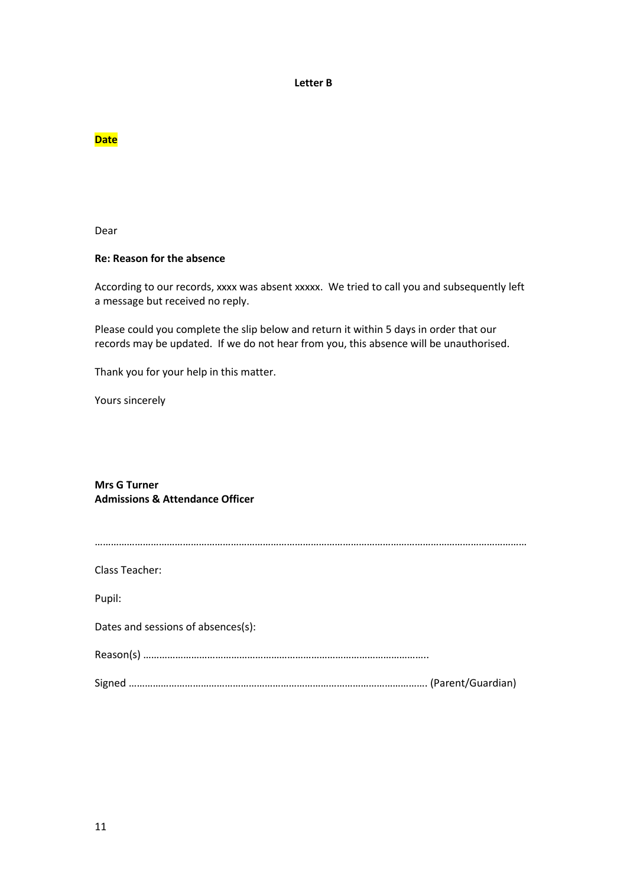**Letter B**

**Date**

Dear

**Re: Reason for the absence**

According to our records, xxxx was absent xxxxx. We tried to call you and subsequently left a message but received no reply.

Please could you complete the slip below and return it within 5 days in order that our records may be updated. If we do not hear from you, this absence will be unauthorised.

Thank you for your help in this matter.

Yours sincerely

**Mrs G Turner**
**Admissions & Attendance Officer**

………………………………………………………………………………………………………………………………………………

Class Teacher:

Pupil:

Dates and sessions of absences(s):

Reason(s) ……………………………………………………………………………………………..

Signed …………………………………………………………………………………………………. (Parent/Guardian)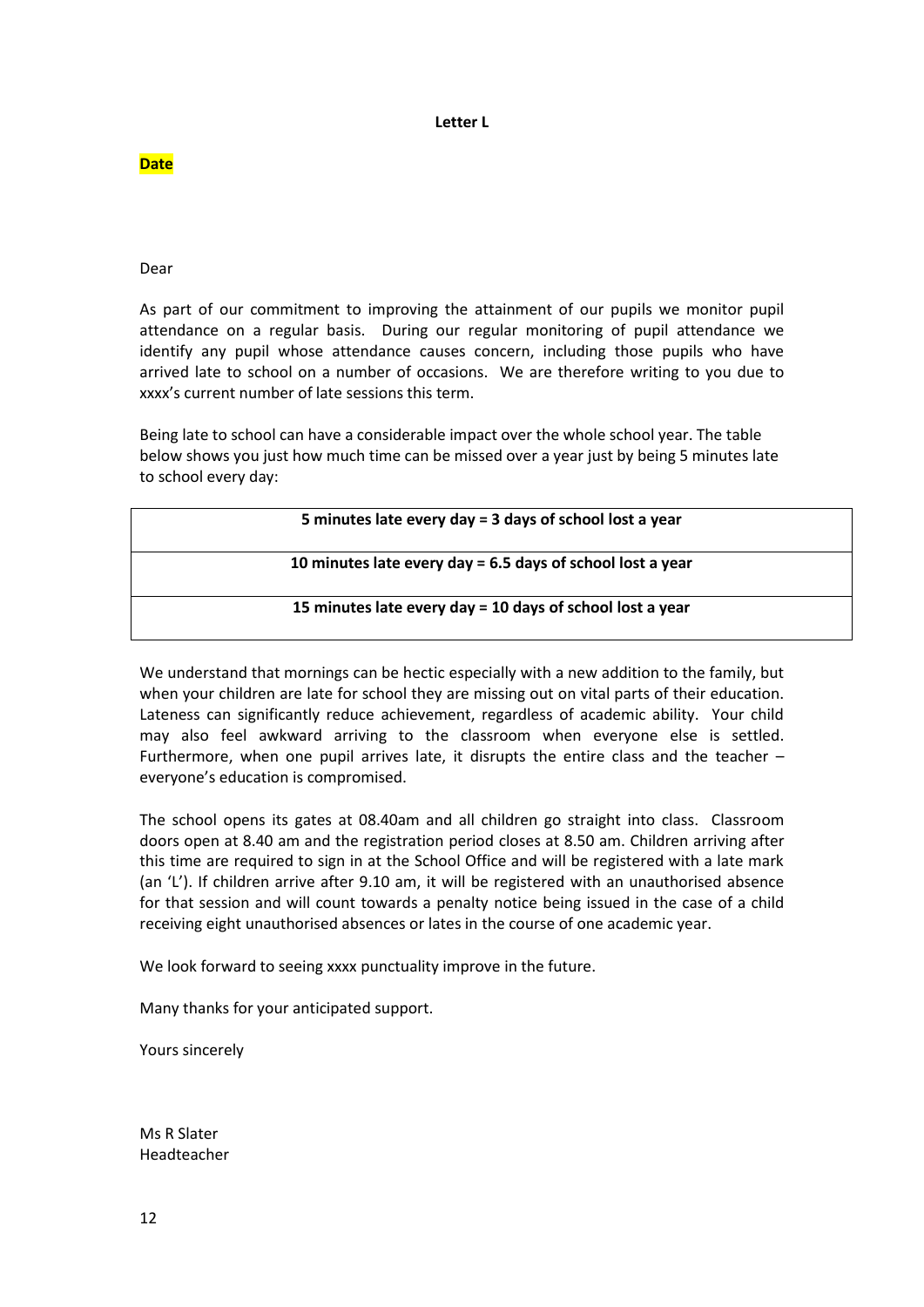**Letter L**

**Date**

Dear

As part of our commitment to improving the attainment of our pupils we monitor pupil attendance on a regular basis. During our regular monitoring of pupil attendance we identify any pupil whose attendance causes concern, including those pupils who have arrived late to school on a number of occasions. We are therefore writing to you due to xxxx's current number of late sessions this term.

Being late to school can have a considerable impact over the whole school year. The table below shows you just how much time can be missed over a year just by being 5 minutes late to school every day:

| **5 minutes late every day = 3 days of school lost a year** |
|---|
| **10 minutes late every day = 6.5 days of school lost a year** |
| **15 minutes late every day = 10 days of school lost a year** |

We understand that mornings can be hectic especially with a new addition to the family, but when your children are late for school they are missing out on vital parts of their education. Lateness can significantly reduce achievement, regardless of academic ability. Your child may also feel awkward arriving to the classroom when everyone else is settled. Furthermore, when one pupil arrives late, it disrupts the entire class and the teacher – everyone's education is compromised.

The school opens its gates at 08.40am and all children go straight into class. Classroom doors open at 8.40 am and the registration period closes at 8.50 am. Children arriving after this time are required to sign in at the School Office and will be registered with a late mark (an 'L'). If children arrive after 9.10 am, it will be registered with an unauthorised absence for that session and will count towards a penalty notice being issued in the case of a child receiving eight unauthorised absences or lates in the course of one academic year.

We look forward to seeing xxxx punctuality improve in the future.

Many thanks for your anticipated support.

Yours sincerely

Ms R Slater
Headteacher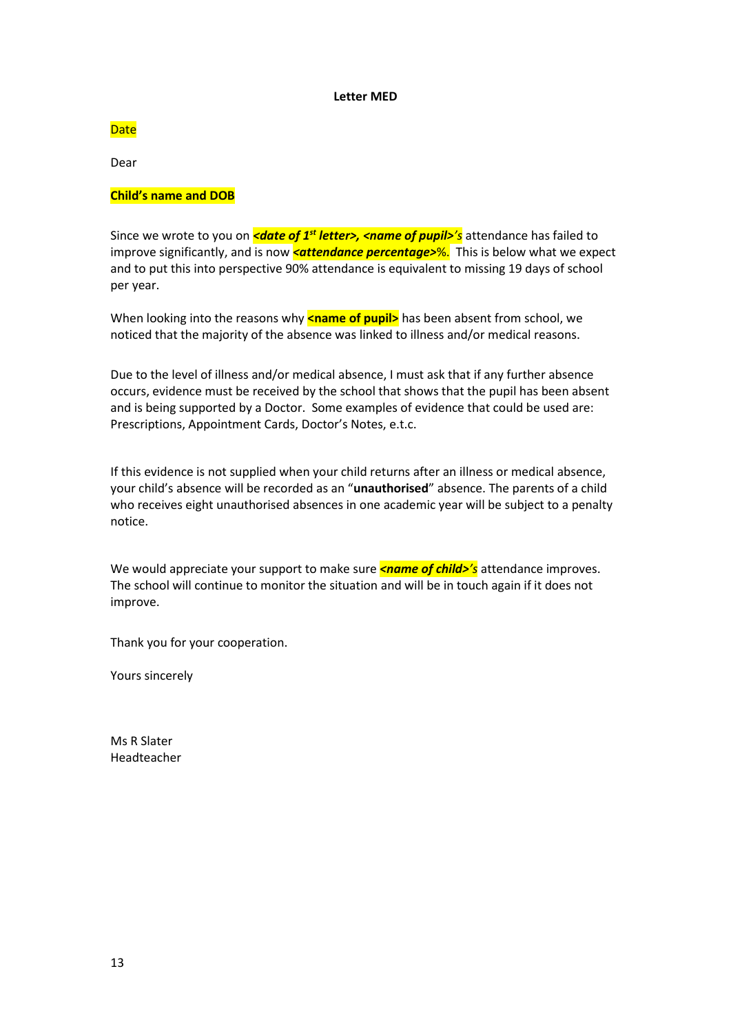**Letter MED**

Date

Dear

**Child's name and DOB**

Since we wrote to you on ***<date of 1st letter>, <name of pupil>'s*** attendance has failed to improve significantly, and is now ***<attendance percentage>***%. This is below what we expect and to put this into perspective 90% attendance is equivalent to missing 19 days of school per year.

When looking into the reasons why **<name of pupil>** has been absent from school, we noticed that the majority of the absence was linked to illness and/or medical reasons.

Due to the level of illness and/or medical absence, I must ask that if any further absence occurs, evidence must be received by the school that shows that the pupil has been absent and is being supported by a Doctor. Some examples of evidence that could be used are: Prescriptions, Appointment Cards, Doctor's Notes, e.t.c.

If this evidence is not supplied when your child returns after an illness or medical absence, your child's absence will be recorded as an "**unauthorised**" absence. The parents of a child who receives eight unauthorised absences in one academic year will be subject to a penalty notice.

We would appreciate your support to make sure ***<name of child>'s*** attendance improves. The school will continue to monitor the situation and will be in touch again if it does not improve.

Thank you for your cooperation.

Yours sincerely

Ms R Slater
Headteacher